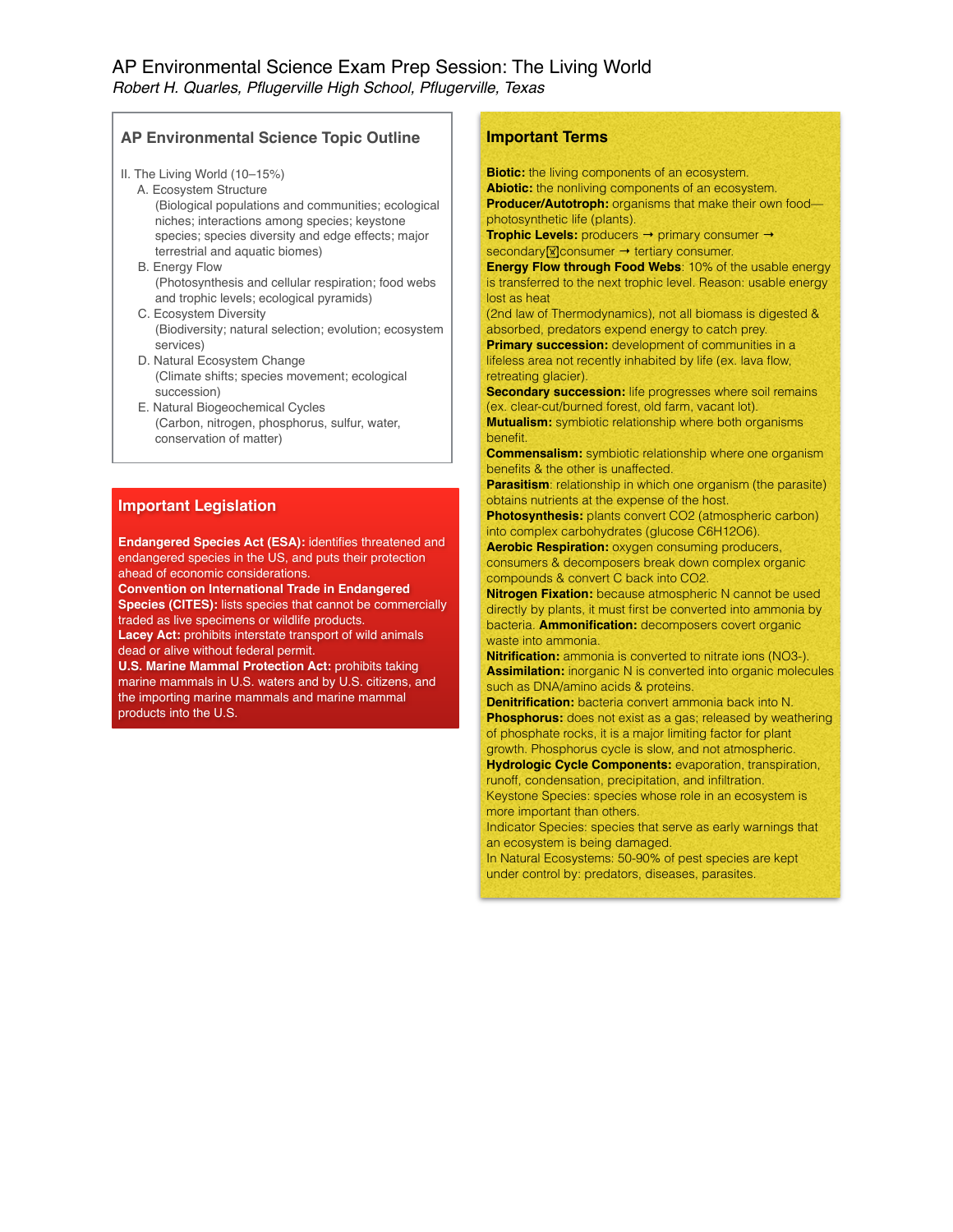# AP Environmental Science Exam Prep Session: The Living World

*Robert H. Quarles, Pflugerville High School, Pflugerville, Texas*

## AP Environmental Science Topic Outline

II. The Living World (10–15%)

- A. Ecosystem Structure
  (Biological populations and communities; ecological niches; interactions among species; keystone species; species diversity and edge effects; major terrestrial and aquatic biomes)
- B. Energy Flow
  (Photosynthesis and cellular respiration; food webs and trophic levels; ecological pyramids)
- C. Ecosystem Diversity
  (Biodiversity; natural selection; evolution; ecosystem services)
- D. Natural Ecosystem Change
  (Climate shifts; species movement; ecological succession)
- E. Natural Biogeochemical Cycles
  (Carbon, nitrogen, phosphorus, sulfur, water, conservation of matter)

## Important Legislation

**Endangered Species Act (ESA):** identifies threatened and endangered species in the US, and puts their protection ahead of economic considerations.
**Convention on International Trade in Endangered Species (CITES):** lists species that cannot be commercially traded as live specimens or wildlife products.
**Lacey Act:** prohibits interstate transport of wild animals dead or alive without federal permit.
**U.S. Marine Mammal Protection Act:** prohibits taking marine mammals in U.S. waters and by U.S. citizens, and the importing marine mammals and marine mammal products into the U.S.

## Important Terms

**Biotic:** the living components of an ecosystem.
**Abiotic:** the nonliving components of an ecosystem.
**Producer/Autotroph:** organisms that make their own food—photosynthetic life (plants).
**Trophic Levels:** producers → primary consumer → secondary consumer → tertiary consumer.
**Energy Flow through Food Webs**: 10% of the usable energy is transferred to the next trophic level. Reason: usable energy lost as heat
(2nd law of Thermodynamics), not all biomass is digested & absorbed, predators expend energy to catch prey.
**Primary succession:** development of communities in a lifeless area not recently inhabited by life (ex. lava flow, retreating glacier).
**Secondary succession:** life progresses where soil remains (ex. clear-cut/burned forest, old farm, vacant lot).
**Mutualism:** symbiotic relationship where both organisms benefit.
**Commensalism:** symbiotic relationship where one organism benefits & the other is unaffected.
**Parasitism**: relationship in which one organism (the parasite) obtains nutrients at the expense of the host.
**Photosynthesis:** plants convert $CO_2$ (atmospheric carbon) into complex carbohydrates (glucose $C_6H_{12}O_6$).
**Aerobic Respiration:** oxygen consuming producers, consumers & decomposers break down complex organic compounds & convert C back into $CO_2$.
**Nitrogen Fixation:** because atmospheric N cannot be used directly by plants, it must first be converted into ammonia by bacteria. **Ammonification:** decomposers covert organic waste into ammonia.
**Nitrification:** ammonia is converted to nitrate ions ($NO_3^-$).
**Assimilation:** inorganic N is converted into organic molecules such as DNA/amino acids & proteins.
**Denitrification:** bacteria convert ammonia back into N.
**Phosphorus:** does not exist as a gas; released by weathering of phosphate rocks, it is a major limiting factor for plant growth. Phosphorus cycle is slow, and not atmospheric.
**Hydrologic Cycle Components:** evaporation, transpiration, runoff, condensation, precipitation, and infiltration.
Keystone Species: species whose role in an ecosystem is more important than others.
Indicator Species: species that serve as early warnings that an ecosystem is being damaged.
In Natural Ecosystems: 50-90% of pest species are kept under control by: predators, diseases, parasites.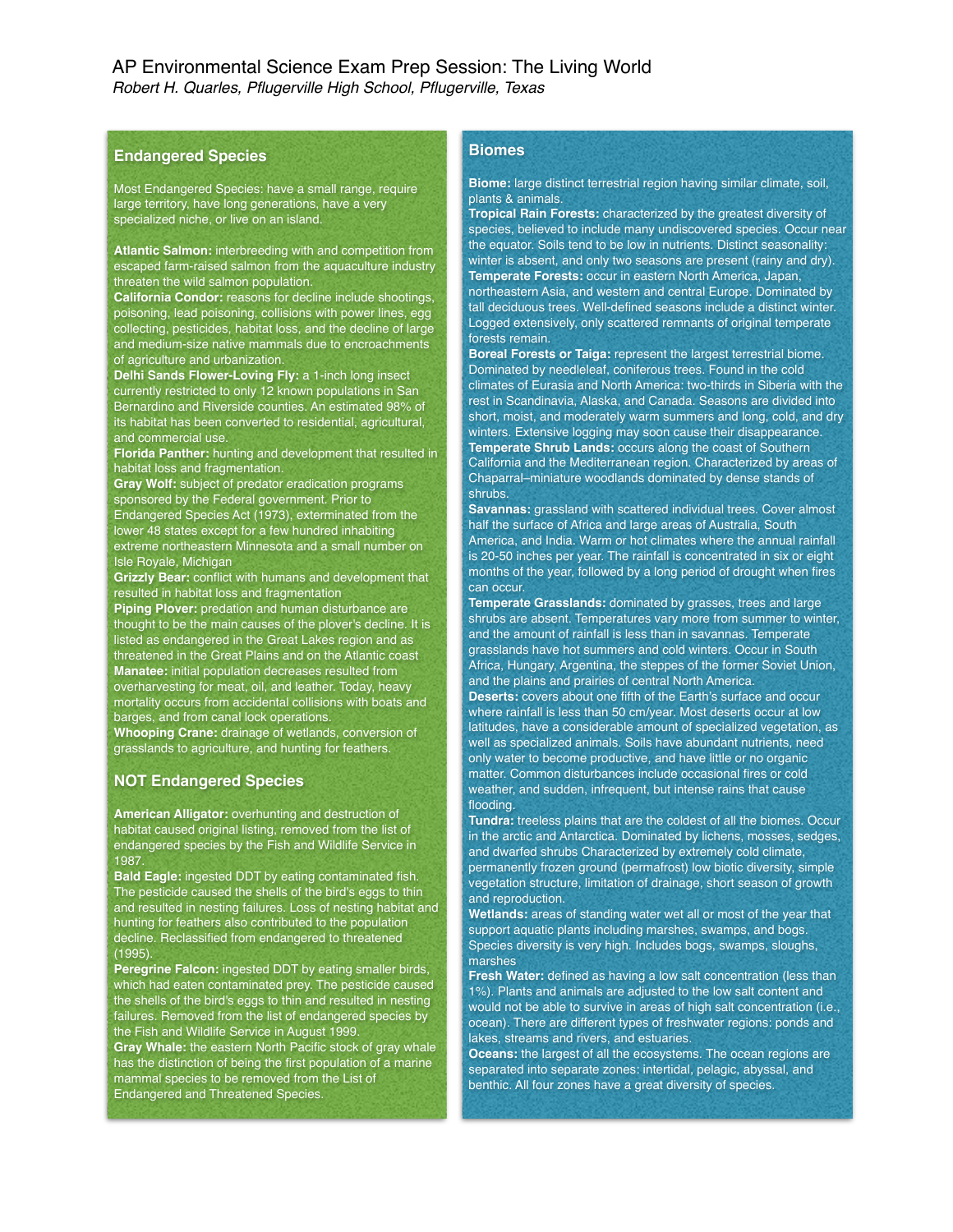AP Environmental Science Exam Prep Session: The Living World

*Robert H. Quarles, Pflugerville High School, Pflugerville, Texas*

## Endangered Species

Most Endangered Species: have a small range, require large territory, have long generations, have a very specialized niche, or live on an island.

**Atlantic Salmon:** interbreeding with and competition from escaped farm-raised salmon from the aquaculture industry threaten the wild salmon population.

**California Condor:** reasons for decline include shootings, poisoning, lead poisoning, collisions with power lines, egg collecting, pesticides, habitat loss, and the decline of large and medium-size native mammals due to encroachments of agriculture and urbanization.

**Delhi Sands Flower-Loving Fly:** a 1-inch long insect currently restricted to only 12 known populations in San Bernardino and Riverside counties. An estimated 98% of its habitat has been converted to residential, agricultural, and commercial use.

**Florida Panther:** hunting and development that resulted in habitat loss and fragmentation.

**Gray Wolf:** subject of predator eradication programs sponsored by the Federal government. Prior to Endangered Species Act (1973), exterminated from the lower 48 states except for a few hundred inhabiting extreme northeastern Minnesota and a small number on Isle Royale, Michigan

**Grizzly Bear:** conflict with humans and development that resulted in habitat loss and fragmentation

**Piping Plover:** predation and human disturbance are thought to be the main causes of the plover's decline. It is listed as endangered in the Great Lakes region and as threatened in the Great Plains and on the Atlantic coast

**Manatee:** initial population decreases resulted from overharvesting for meat, oil, and leather. Today, heavy mortality occurs from accidental collisions with boats and barges, and from canal lock operations.

**Whooping Crane:** drainage of wetlands, conversion of grasslands to agriculture, and hunting for feathers.

## NOT Endangered Species

**American Alligator:** overhunting and destruction of habitat caused original listing, removed from the list of endangered species by the Fish and Wildlife Service in 1987.

**Bald Eagle:** ingested DDT by eating contaminated fish. The pesticide caused the shells of the bird's eggs to thin and resulted in nesting failures. Loss of nesting habitat and hunting for feathers also contributed to the population decline. Reclassified from endangered to threatened (1995).

**Peregrine Falcon:** ingested DDT by eating smaller birds, which had eaten contaminated prey. The pesticide caused the shells of the bird's eggs to thin and resulted in nesting failures. Removed from the list of endangered species by the Fish and Wildlife Service in August 1999.

**Gray Whale:** the eastern North Pacific stock of gray whale has the distinction of being the first population of a marine mammal species to be removed from the List of Endangered and Threatened Species.

## Biomes

**Biome:** large distinct terrestrial region having similar climate, soil, plants & animals.

**Tropical Rain Forests:** characterized by the greatest diversity of species, believed to include many undiscovered species. Occur near the equator. Soils tend to be low in nutrients. Distinct seasonality: winter is absent, and only two seasons are present (rainy and dry).

**Temperate Forests:** occur in eastern North America, Japan, northeastern Asia, and western and central Europe. Dominated by tall deciduous trees. Well-defined seasons include a distinct winter. Logged extensively, only scattered remnants of original temperate forests remain.

**Boreal Forests or Taiga:** represent the largest terrestrial biome. Dominated by needleleaf, coniferous trees. Found in the cold climates of Eurasia and North America: two-thirds in Siberia with the rest in Scandinavia, Alaska, and Canada. Seasons are divided into short, moist, and moderately warm summers and long, cold, and dry winters. Extensive logging may soon cause their disappearance.

**Temperate Shrub Lands:** occurs along the coast of Southern California and the Mediterranean region. Characterized by areas of Chaparral–miniature woodlands dominated by dense stands of shrubs.

**Savannas:** grassland with scattered individual trees. Cover almost half the surface of Africa and large areas of Australia, South America, and India. Warm or hot climates where the annual rainfall is 20-50 inches per year. The rainfall is concentrated in six or eight months of the year, followed by a long period of drought when fires can occur.

**Temperate Grasslands:** dominated by grasses, trees and large shrubs are absent. Temperatures vary more from summer to winter, and the amount of rainfall is less than in savannas. Temperate grasslands have hot summers and cold winters. Occur in South Africa, Hungary, Argentina, the steppes of the former Soviet Union, and the plains and prairies of central North America.

**Deserts:** covers about one fifth of the Earth's surface and occur where rainfall is less than 50 cm/year. Most deserts occur at low latitudes, have a considerable amount of specialized vegetation, as well as specialized animals. Soils have abundant nutrients, need only water to become productive, and have little or no organic matter. Common disturbances include occasional fires or cold weather, and sudden, infrequent, but intense rains that cause flooding.

**Tundra:** treeless plains that are the coldest of all the biomes. Occur in the arctic and Antarctica. Dominated by lichens, mosses, sedges, and dwarfed shrubs Characterized by extremely cold climate, permanently frozen ground (permafrost) low biotic diversity, simple vegetation structure, limitation of drainage, short season of growth and reproduction.

**Wetlands:** areas of standing water wet all or most of the year that support aquatic plants including marshes, swamps, and bogs. Species diversity is very high. Includes bogs, swamps, sloughs, marshes

**Fresh Water:** defined as having a low salt concentration (less than 1%). Plants and animals are adjusted to the low salt content and would not be able to survive in areas of high salt concentration (i.e., ocean). There are different types of freshwater regions: ponds and lakes, streams and rivers, and estuaries.

**Oceans:** the largest of all the ecosystems. The ocean regions are separated into separate zones: intertidal, pelagic, abyssal, and benthic. All four zones have a great diversity of species.